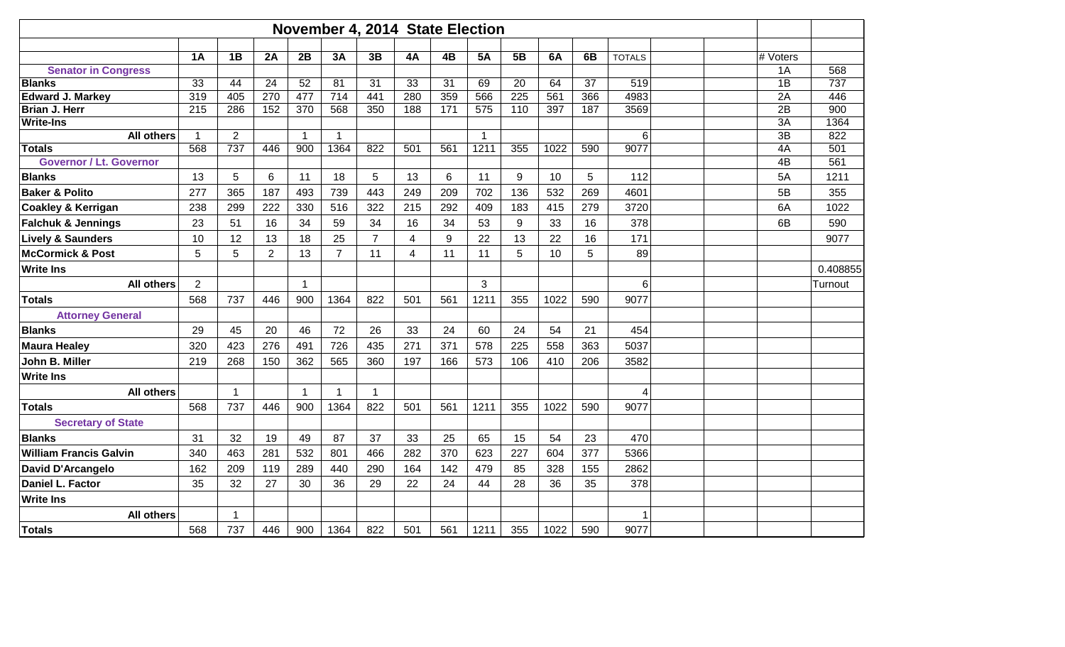# November 4, 2014 State Election

| | 1A | 1B | 2A | 2B | 3A | 3B | 4A | 4B | 5A | 5B | 6A | 6B | TOTALS |
|---|---|---|---|---|---|---|---|---|---|---|---|---|---|
| **Senator in Congress** | | | | | | | | | | | | | |
| **Blanks** | 33 | 44 | 24 | 52 | 81 | 31 | 33 | 31 | 69 | 20 | 64 | 37 | 519 |
| **Edward J. Markey** | 319 | 405 | 270 | 477 | 714 | 441 | 280 | 359 | 566 | 225 | 561 | 366 | 4983 |
| **Brian J. Herr** | 215 | 286 | 152 | 370 | 568 | 350 | 188 | 171 | 575 | 110 | 397 | 187 | 3569 |
| **Write-Ins** | | | | | | | | | | | | | |
| **All others** | 1 | 2 | | 1 | 1 | | | | 1 | | | | 6 |
| **Totals** | 568 | 737 | 446 | 900 | 1364 | 822 | 501 | 561 | 1211 | 355 | 1022 | 590 | 9077 |
| **Governor / Lt. Governor** | | | | | | | | | | | | | |
| **Blanks** | 13 | 5 | 6 | 11 | 18 | 5 | 13 | 6 | 11 | 9 | 10 | 5 | 112 |
| **Baker & Polito** | 277 | 365 | 187 | 493 | 739 | 443 | 249 | 209 | 702 | 136 | 532 | 269 | 4601 |
| **Coakley & Kerrigan** | 238 | 299 | 222 | 330 | 516 | 322 | 215 | 292 | 409 | 183 | 415 | 279 | 3720 |
| **Falchuk & Jennings** | 23 | 51 | 16 | 34 | 59 | 34 | 16 | 34 | 53 | 9 | 33 | 16 | 378 |
| **Lively & Saunders** | 10 | 12 | 13 | 18 | 25 | 7 | 4 | 9 | 22 | 13 | 22 | 16 | 171 |
| **McCormick & Post** | 5 | 5 | 2 | 13 | 7 | 11 | 4 | 11 | 11 | 5 | 10 | 5 | 89 |
| **Write Ins** | | | | | | | | | | | | | |
| **All others** | 2 | | | 1 | | | | | 3 | | | | 6 |
| **Totals** | 568 | 737 | 446 | 900 | 1364 | 822 | 501 | 561 | 1211 | 355 | 1022 | 590 | 9077 |
| **Attorney General** | | | | | | | | | | | | | |
| **Blanks** | 29 | 45 | 20 | 46 | 72 | 26 | 33 | 24 | 60 | 24 | 54 | 21 | 454 |
| **Maura Healey** | 320 | 423 | 276 | 491 | 726 | 435 | 271 | 371 | 578 | 225 | 558 | 363 | 5037 |
| **John B. Miller** | 219 | 268 | 150 | 362 | 565 | 360 | 197 | 166 | 573 | 106 | 410 | 206 | 3582 |
| **Write Ins** | | | | | | | | | | | | | |
| **All others** | | 1 | | 1 | 1 | 1 | | | | | | | 4 |
| **Totals** | 568 | 737 | 446 | 900 | 1364 | 822 | 501 | 561 | 1211 | 355 | 1022 | 590 | 9077 |
| **Secretary of State** | | | | | | | | | | | | | |
| **Blanks** | 31 | 32 | 19 | 49 | 87 | 37 | 33 | 25 | 65 | 15 | 54 | 23 | 470 |
| **William Francis Galvin** | 340 | 463 | 281 | 532 | 801 | 466 | 282 | 370 | 623 | 227 | 604 | 377 | 5366 |
| **David D'Arcangelo** | 162 | 209 | 119 | 289 | 440 | 290 | 164 | 142 | 479 | 85 | 328 | 155 | 2862 |
| **Daniel L. Factor** | 35 | 32 | 27 | 30 | 36 | 29 | 22 | 24 | 44 | 28 | 36 | 35 | 378 |
| **Write Ins** | | | | | | | | | | | | | |
| **All others** | | 1 | | | | | | | | | | | 1 |
| **Totals** | 568 | 737 | 446 | 900 | 1364 | 822 | 501 | 561 | 1211 | 355 | 1022 | 590 | 9077 |

| # Voters | |
|---|---|
| 1A | 568 |
| 1B | 737 |
| 2A | 446 |
| 2B | 900 |
| 3A | 1364 |
| 3B | 822 |
| 4A | 501 |
| 4B | 561 |
| 5A | 1211 |
| 5B | 355 |
| 6A | 1022 |
| 6B | 590 |
| | 9077 |
| | |
| | 0.408855 |
| | Turnout |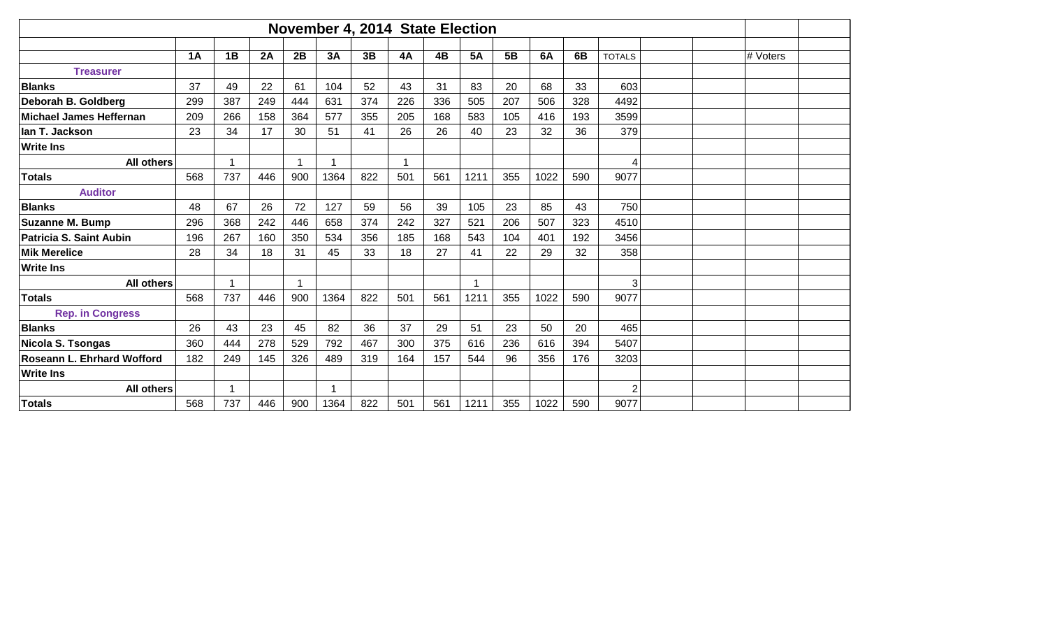# November 4, 2014 State Election

| | 1A | 1B | 2A | 2B | 3A | 3B | 4A | 4B | 5A | 5B | 6A | 6B | TOTALS | | | # Voters | |
|---|---|---|---|---|---|---|---|---|---|---|---|---|---|---|---|---|---|
| **Treasurer** | | | | | | | | | | | | | | | | | |
| **Blanks** | 37 | 49 | 22 | 61 | 104 | 52 | 43 | 31 | 83 | 20 | 68 | 33 | 603 | | | | |
| **Deborah B. Goldberg** | 299 | 387 | 249 | 444 | 631 | 374 | 226 | 336 | 505 | 207 | 506 | 328 | 4492 | | | | |
| **Michael James Heffernan** | 209 | 266 | 158 | 364 | 577 | 355 | 205 | 168 | 583 | 105 | 416 | 193 | 3599 | | | | |
| **Ian T. Jackson** | 23 | 34 | 17 | 30 | 51 | 41 | 26 | 26 | 40 | 23 | 32 | 36 | 379 | | | | |
| **Write Ins** | | | | | | | | | | | | | | | | | |
| **All others** | | 1 | | 1 | 1 | | 1 | | | | | | 4 | | | | |
| **Totals** | 568 | 737 | 446 | 900 | 1364 | 822 | 501 | 561 | 1211 | 355 | 1022 | 590 | 9077 | | | | |
| **Auditor** | | | | | | | | | | | | | | | | | |
| **Blanks** | 48 | 67 | 26 | 72 | 127 | 59 | 56 | 39 | 105 | 23 | 85 | 43 | 750 | | | | |
| **Suzanne M. Bump** | 296 | 368 | 242 | 446 | 658 | 374 | 242 | 327 | 521 | 206 | 507 | 323 | 4510 | | | | |
| **Patricia S. Saint Aubin** | 196 | 267 | 160 | 350 | 534 | 356 | 185 | 168 | 543 | 104 | 401 | 192 | 3456 | | | | |
| **Mik Merelice** | 28 | 34 | 18 | 31 | 45 | 33 | 18 | 27 | 41 | 22 | 29 | 32 | 358 | | | | |
| **Write Ins** | | | | | | | | | | | | | | | | | |
| **All others** | | 1 | | 1 | | | | | 1 | | | | 3 | | | | |
| **Totals** | 568 | 737 | 446 | 900 | 1364 | 822 | 501 | 561 | 1211 | 355 | 1022 | 590 | 9077 | | | | |
| **Rep. in Congress** | | | | | | | | | | | | | | | | | |
| **Blanks** | 26 | 43 | 23 | 45 | 82 | 36 | 37 | 29 | 51 | 23 | 50 | 20 | 465 | | | | |
| **Nicola S. Tsongas** | 360 | 444 | 278 | 529 | 792 | 467 | 300 | 375 | 616 | 236 | 616 | 394 | 5407 | | | | |
| **Roseann L. Ehrhard Wofford** | 182 | 249 | 145 | 326 | 489 | 319 | 164 | 157 | 544 | 96 | 356 | 176 | 3203 | | | | |
| **Write Ins** | | | | | | | | | | | | | | | | | |
| **All others** | | 1 | | | 1 | | | | | | | | 2 | | | | |
| **Totals** | 568 | 737 | 446 | 900 | 1364 | 822 | 501 | 561 | 1211 | 355 | 1022 | 590 | 9077 | | | | |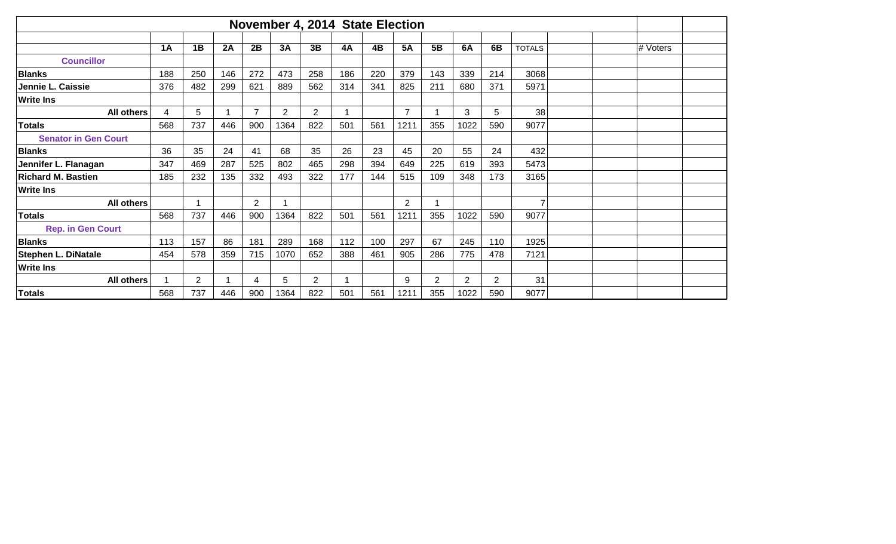# November 4, 2014 State Election

| | 1A | 1B | 2A | 2B | 3A | 3B | 4A | 4B | 5A | 5B | 6A | 6B | TOTALS | | | # Voters | |
|---|---|---|---|---|---|---|---|---|---|---|---|---|---|---|---|---|---|
| **Councillor** | | | | | | | | | | | | | | | | | |
| **Blanks** | 188 | 250 | 146 | 272 | 473 | 258 | 186 | 220 | 379 | 143 | 339 | 214 | 3068 | | | | |
| **Jennie L. Caissie** | 376 | 482 | 299 | 621 | 889 | 562 | 314 | 341 | 825 | 211 | 680 | 371 | 5971 | | | | |
| **Write Ins** | | | | | | | | | | | | | | | | | |
| **All others** | 4 | 5 | 1 | 7 | 2 | 2 | 1 | | 7 | 1 | 3 | 5 | 38 | | | | |
| **Totals** | 568 | 737 | 446 | 900 | 1364 | 822 | 501 | 561 | 1211 | 355 | 1022 | 590 | 9077 | | | | |
| **Senator in Gen Court** | | | | | | | | | | | | | | | | | |
| **Blanks** | 36 | 35 | 24 | 41 | 68 | 35 | 26 | 23 | 45 | 20 | 55 | 24 | 432 | | | | |
| **Jennifer L. Flanagan** | 347 | 469 | 287 | 525 | 802 | 465 | 298 | 394 | 649 | 225 | 619 | 393 | 5473 | | | | |
| **Richard M. Bastien** | 185 | 232 | 135 | 332 | 493 | 322 | 177 | 144 | 515 | 109 | 348 | 173 | 3165 | | | | |
| **Write Ins** | | | | | | | | | | | | | | | | | |
| **All others** | | 1 | | 2 | 1 | | | | 2 | 1 | | | 7 | | | | |
| **Totals** | 568 | 737 | 446 | 900 | 1364 | 822 | 501 | 561 | 1211 | 355 | 1022 | 590 | 9077 | | | | |
| **Rep. in Gen Court** | | | | | | | | | | | | | | | | | |
| **Blanks** | 113 | 157 | 86 | 181 | 289 | 168 | 112 | 100 | 297 | 67 | 245 | 110 | 1925 | | | | |
| **Stephen L. DiNatale** | 454 | 578 | 359 | 715 | 1070 | 652 | 388 | 461 | 905 | 286 | 775 | 478 | 7121 | | | | |
| **Write Ins** | | | | | | | | | | | | | | | | | |
| **All others** | 1 | 2 | 1 | 4 | 5 | 2 | 1 | | 9 | 2 | 2 | 2 | 31 | | | | |
| **Totals** | 568 | 737 | 446 | 900 | 1364 | 822 | 501 | 561 | 1211 | 355 | 1022 | 590 | 9077 | | | | |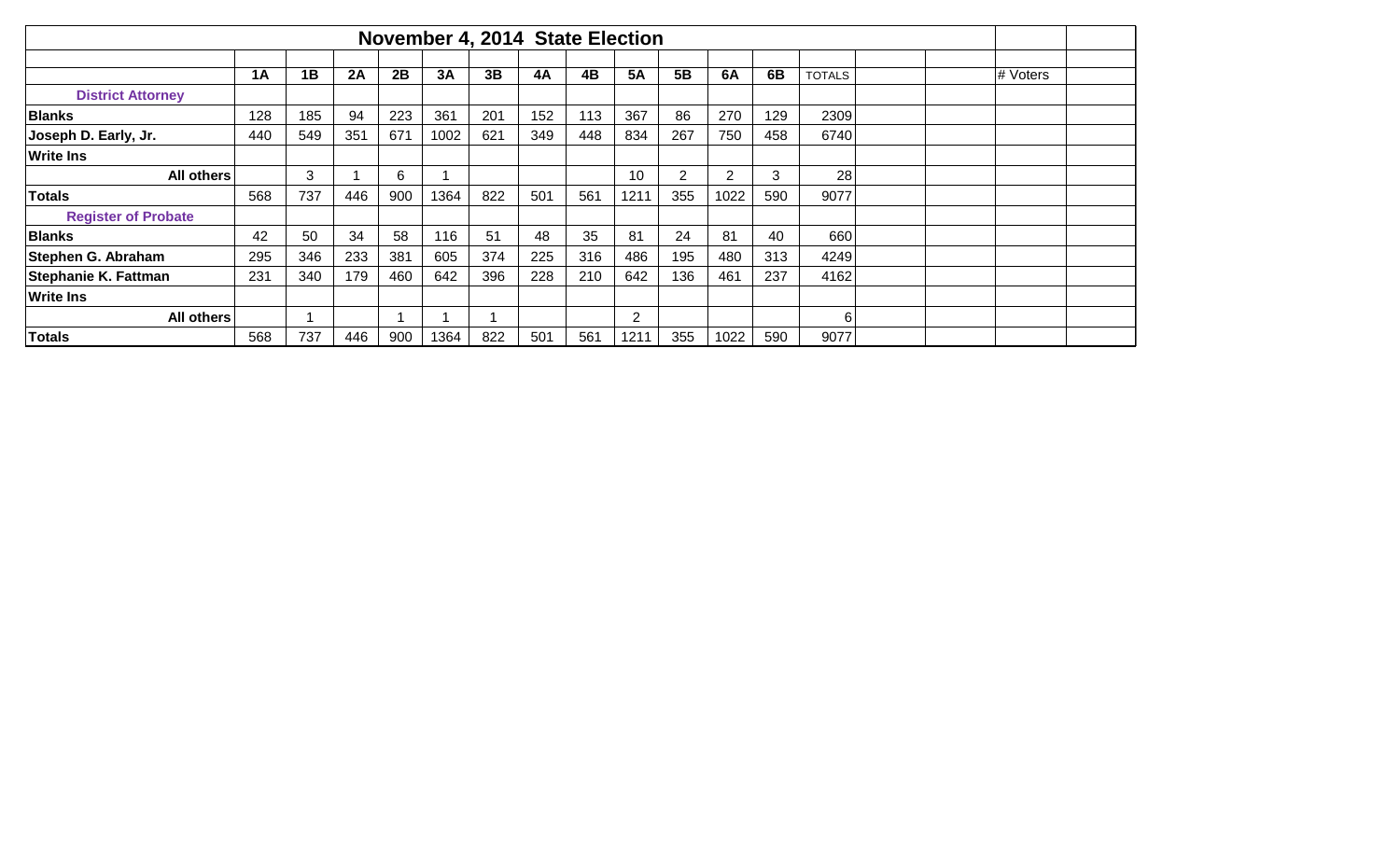# November 4, 2014 State Election

| | 1A | 1B | 2A | 2B | 3A | 3B | 4A | 4B | 5A | 5B | 6A | 6B | TOTALS | | | # Voters | |
|---|---|---|---|---|---|---|---|---|---|---|---|---|---|---|---|---|---|
| **District Attorney** | | | | | | | | | | | | | | | | | |
| **Blanks** | 128 | 185 | 94 | 223 | 361 | 201 | 152 | 113 | 367 | 86 | 270 | 129 | 2309 | | | | |
| **Joseph D. Early, Jr.** | 440 | 549 | 351 | 671 | 1002 | 621 | 349 | 448 | 834 | 267 | 750 | 458 | 6740 | | | | |
| **Write Ins** | | | | | | | | | | | | | | | | | |
| **All others** | | 3 | 1 | 6 | 1 | | | | 10 | 2 | 2 | 3 | 28 | | | | |
| **Totals** | 568 | 737 | 446 | 900 | 1364 | 822 | 501 | 561 | 1211 | 355 | 1022 | 590 | 9077 | | | | |
| **Register of Probate** | | | | | | | | | | | | | | | | | |
| **Blanks** | 42 | 50 | 34 | 58 | 116 | 51 | 48 | 35 | 81 | 24 | 81 | 40 | 660 | | | | |
| **Stephen G. Abraham** | 295 | 346 | 233 | 381 | 605 | 374 | 225 | 316 | 486 | 195 | 480 | 313 | 4249 | | | | |
| **Stephanie K. Fattman** | 231 | 340 | 179 | 460 | 642 | 396 | 228 | 210 | 642 | 136 | 461 | 237 | 4162 | | | | |
| **Write Ins** | | | | | | | | | | | | | | | | | |
| **All others** | | 1 | | 1 | 1 | 1 | | | 2 | | | | 6 | | | | |
| **Totals** | 568 | 737 | 446 | 900 | 1364 | 822 | 501 | 561 | 1211 | 355 | 1022 | 590 | 9077 | | | | |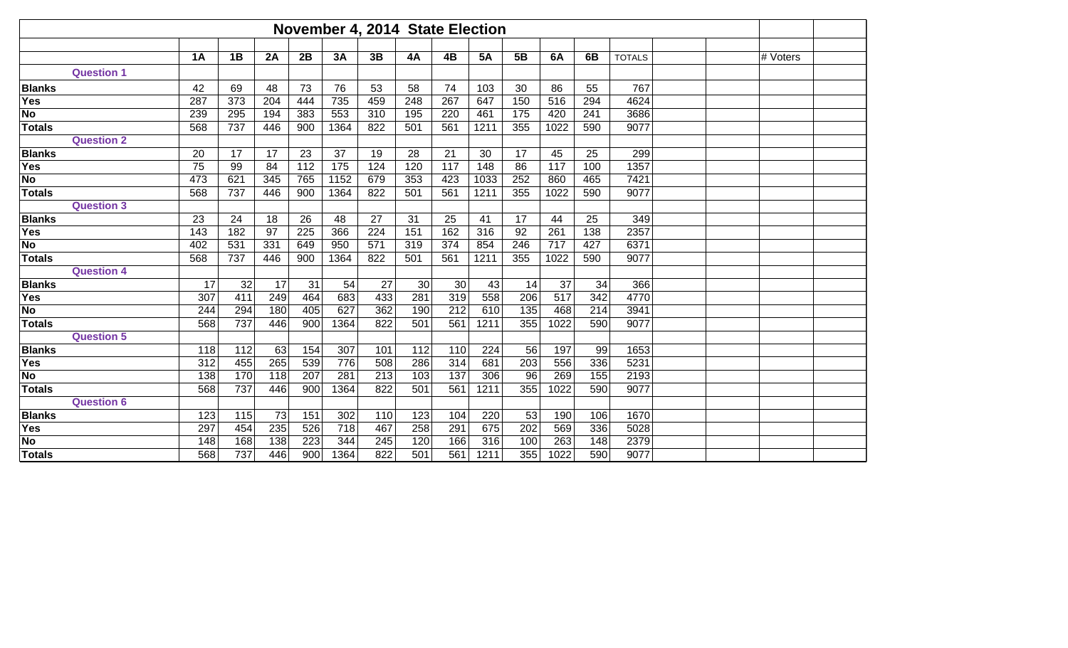# November 4, 2014 State Election

| | 1A | 1B | 2A | 2B | 3A | 3B | 4A | 4B | 5A | 5B | 6A | 6B | TOTALS | | | # Voters | |
|---|---|---|---|---|---|---|---|---|---|---|---|---|---|---|---|---|---|
| **Question 1** | | | | | | | | | | | | | | | | | |
| **Blanks** | 42 | 69 | 48 | 73 | 76 | 53 | 58 | 74 | 103 | 30 | 86 | 55 | 767 | | | | |
| **Yes** | 287 | 373 | 204 | 444 | 735 | 459 | 248 | 267 | 647 | 150 | 516 | 294 | 4624 | | | | |
| **No** | 239 | 295 | 194 | 383 | 553 | 310 | 195 | 220 | 461 | 175 | 420 | 241 | 3686 | | | | |
| **Totals** | 568 | 737 | 446 | 900 | 1364 | 822 | 501 | 561 | 1211 | 355 | 1022 | 590 | 9077 | | | | |
| **Question 2** | | | | | | | | | | | | | | | | | |
| **Blanks** | 20 | 17 | 17 | 23 | 37 | 19 | 28 | 21 | 30 | 17 | 45 | 25 | 299 | | | | |
| **Yes** | 75 | 99 | 84 | 112 | 175 | 124 | 120 | 117 | 148 | 86 | 117 | 100 | 1357 | | | | |
| **No** | 473 | 621 | 345 | 765 | 1152 | 679 | 353 | 423 | 1033 | 252 | 860 | 465 | 7421 | | | | |
| **Totals** | 568 | 737 | 446 | 900 | 1364 | 822 | 501 | 561 | 1211 | 355 | 1022 | 590 | 9077 | | | | |
| **Question 3** | | | | | | | | | | | | | | | | | |
| **Blanks** | 23 | 24 | 18 | 26 | 48 | 27 | 31 | 25 | 41 | 17 | 44 | 25 | 349 | | | | |
| **Yes** | 143 | 182 | 97 | 225 | 366 | 224 | 151 | 162 | 316 | 92 | 261 | 138 | 2357 | | | | |
| **No** | 402 | 531 | 331 | 649 | 950 | 571 | 319 | 374 | 854 | 246 | 717 | 427 | 6371 | | | | |
| **Totals** | 568 | 737 | 446 | 900 | 1364 | 822 | 501 | 561 | 1211 | 355 | 1022 | 590 | 9077 | | | | |
| **Question 4** | | | | | | | | | | | | | | | | | |
| **Blanks** | 17 | 32 | 17 | 31 | 54 | 27 | 30 | 30 | 43 | 14 | 37 | 34 | 366 | | | | |
| **Yes** | 307 | 411 | 249 | 464 | 683 | 433 | 281 | 319 | 558 | 206 | 517 | 342 | 4770 | | | | |
| **No** | 244 | 294 | 180 | 405 | 627 | 362 | 190 | 212 | 610 | 135 | 468 | 214 | 3941 | | | | |
| **Totals** | 568 | 737 | 446 | 900 | 1364 | 822 | 501 | 561 | 1211 | 355 | 1022 | 590 | 9077 | | | | |
| **Question 5** | | | | | | | | | | | | | | | | | |
| **Blanks** | 118 | 112 | 63 | 154 | 307 | 101 | 112 | 110 | 224 | 56 | 197 | 99 | 1653 | | | | |
| **Yes** | 312 | 455 | 265 | 539 | 776 | 508 | 286 | 314 | 681 | 203 | 556 | 336 | 5231 | | | | |
| **No** | 138 | 170 | 118 | 207 | 281 | 213 | 103 | 137 | 306 | 96 | 269 | 155 | 2193 | | | | |
| **Totals** | 568 | 737 | 446 | 900 | 1364 | 822 | 501 | 561 | 1211 | 355 | 1022 | 590 | 9077 | | | | |
| **Question 6** | | | | | | | | | | | | | | | | | |
| **Blanks** | 123 | 115 | 73 | 151 | 302 | 110 | 123 | 104 | 220 | 53 | 190 | 106 | 1670 | | | | |
| **Yes** | 297 | 454 | 235 | 526 | 718 | 467 | 258 | 291 | 675 | 202 | 569 | 336 | 5028 | | | | |
| **No** | 148 | 168 | 138 | 223 | 344 | 245 | 120 | 166 | 316 | 100 | 263 | 148 | 2379 | | | | |
| **Totals** | 568 | 737 | 446 | 900 | 1364 | 822 | 501 | 561 | 1211 | 355 | 1022 | 590 | 9077 | | | | |